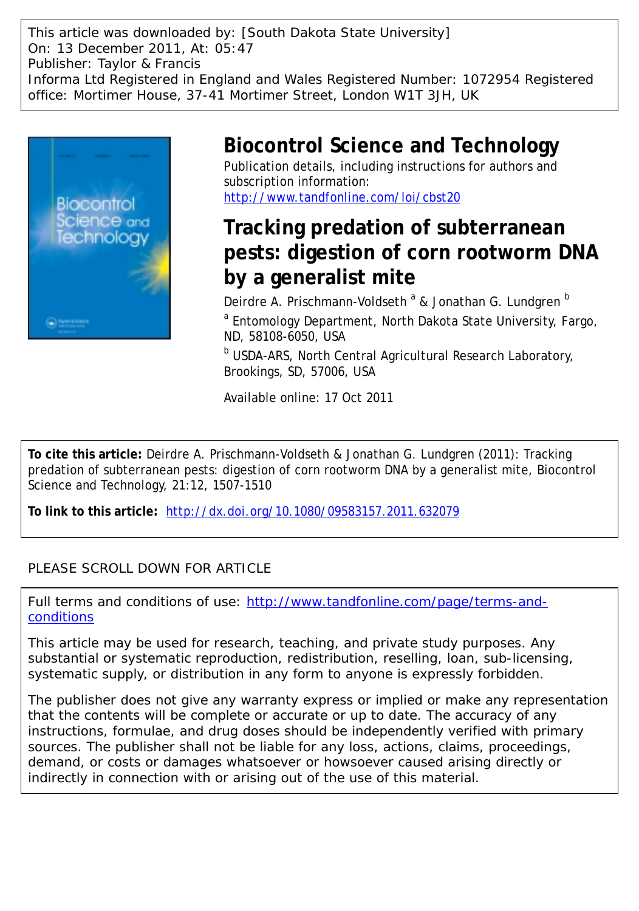This article was downloaded by: [South Dakota State University]
On: 13 December 2011, At: 05:47
Publisher: Taylor & Francis
Informa Ltd Registered in England and Wales Registered Number: 1072954 Registered office: Mortimer House, 37-41 Mortimer Street, London W1T 3JH, UK

# Biocontrol Science and Technology

Publication details, including instructions for authors and subscription information:
http://www.tandfonline.com/loi/cbst20

# Tracking predation of subterranean pests: digestion of corn rootworm DNA by a generalist mite

Deirdre A. Prischmann-Voldseth [a] & Jonathan G. Lundgren [b]

[a] Entomology Department, North Dakota State University, Fargo, ND, 58108-6050, USA

[b] USDA-ARS, North Central Agricultural Research Laboratory, Brookings, SD, 57006, USA

Available online: 17 Oct 2011

**To cite this article:** Deirdre A. Prischmann-Voldseth & Jonathan G. Lundgren (2011): Tracking predation of subterranean pests: digestion of corn rootworm DNA by a generalist mite, Biocontrol Science and Technology, 21:12, 1507-1510

**To link to this article:** http://dx.doi.org/10.1080/09583157.2011.632079

PLEASE SCROLL DOWN FOR ARTICLE

Full terms and conditions of use: http://www.tandfonline.com/page/terms-and-conditions

This article may be used for research, teaching, and private study purposes. Any substantial or systematic reproduction, redistribution, reselling, loan, sub-licensing, systematic supply, or distribution in any form to anyone is expressly forbidden.

The publisher does not give any warranty express or implied or make any representation that the contents will be complete or accurate or up to date. The accuracy of any instructions, formulae, and drug doses should be independently verified with primary sources. The publisher shall not be liable for any loss, actions, claims, proceedings, demand, or costs or damages whatsoever or howsoever caused arising directly or indirectly in connection with or arising out of the use of this material.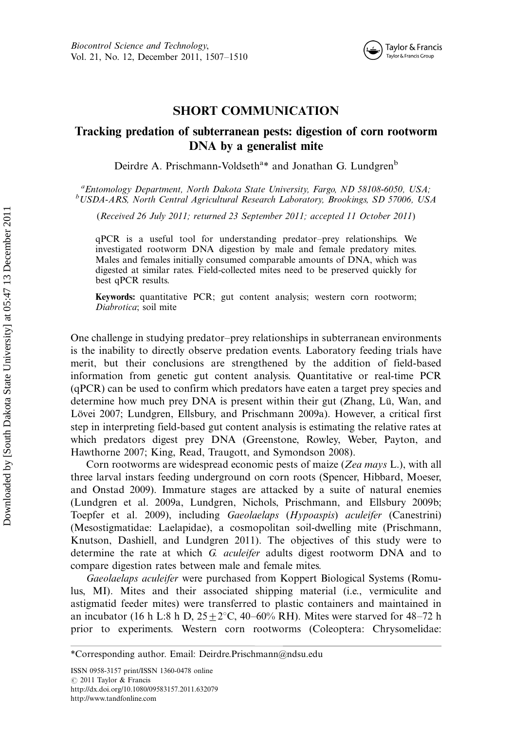# SHORT COMMUNICATION

## Tracking predation of subterranean pests: digestion of corn rootworm DNA by a generalist mite

Deirdre A. Prischmann-Voldseth[a]* and Jonathan G. Lundgren[b]

[a]*Entomology Department, North Dakota State University, Fargo, ND 58108-6050, USA;* [b]*USDA-ARS, North Central Agricultural Research Laboratory, Brookings, SD 57006, USA*

(*Received 26 July 2011; returned 23 September 2011; accepted 11 October 2011*)

qPCR is a useful tool for understanding predator–prey relationships. We investigated rootworm DNA digestion by male and female predatory mites. Males and females initially consumed comparable amounts of DNA, which was digested at similar rates. Field-collected mites need to be preserved quickly for best qPCR results.

**Keywords:** quantitative PCR; gut content analysis; western corn rootworm; *Diabrotica*; soil mite

One challenge in studying predator–prey relationships in subterranean environments is the inability to directly observe predation events. Laboratory feeding trials have merit, but their conclusions are strengthened by the addition of field-based information from genetic gut content analysis. Quantitative or real-time PCR (qPCR) can be used to confirm which predators have eaten a target prey species and determine how much prey DNA is present within their gut (Zhang, Lü, Wan, and Lövei 2007; Lundgren, Ellsbury, and Prischmann 2009a). However, a critical first step in interpreting field-based gut content analysis is estimating the relative rates at which predators digest prey DNA (Greenstone, Rowley, Weber, Payton, and Hawthorne 2007; King, Read, Traugott, and Symondson 2008).

Corn rootworms are widespread economic pests of maize (*Zea mays* L.), with all three larval instars feeding underground on corn roots (Spencer, Hibbard, Moeser, and Onstad 2009). Immature stages are attacked by a suite of natural enemies (Lundgren et al. 2009a, Lundgren, Nichols, Prischmann, and Ellsbury 2009b; Toepfer et al. 2009), including *Gaeolaelaps* (*Hypoaspis*) *aculeifer* (Canestrini) (Mesostigmatidae: Laelapidae), a cosmopolitan soil-dwelling mite (Prischmann, Knutson, Dashiell, and Lundgren 2011). The objectives of this study were to determine the rate at which *G. aculeifer* adults digest rootworm DNA and to compare digestion rates between male and female mites.

*Gaeolaelaps aculeifer* were purchased from Koppert Biological Systems (Romulus, MI). Mites and their associated shipping material (i.e., vermiculite and astigmatid feeder mites) were transferred to plastic containers and maintained in an incubator (16 h L:8 h D, $25 \pm 2$°C, 40–60% RH). Mites were starved for 48–72 h prior to experiments. Western corn rootworms (Coleoptera: Chrysomelidae:

*Corresponding author. Email: Deirdre.Prischmann@ndsu.edu

ISSN 0958-3157 print/ISSN 1360-0478 online
© 2011 Taylor & Francis
http://dx.doi.org/10.1080/09583157.2011.632079
http://www.tandfonline.com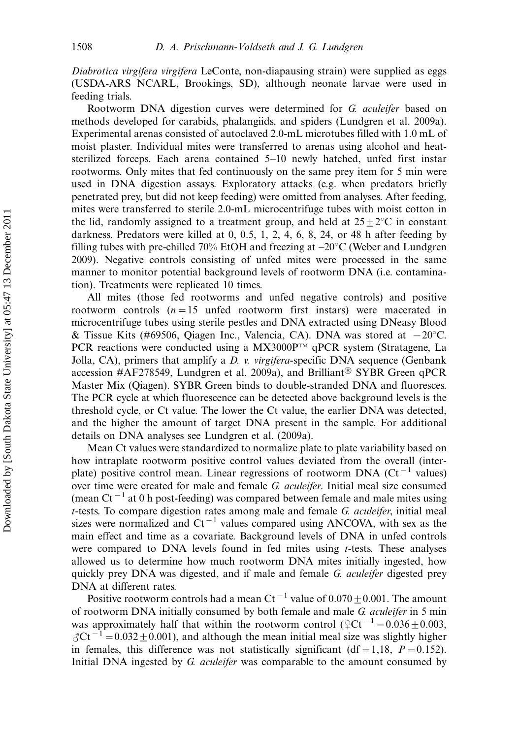*Diabrotica virgifera virgifera* LeConte, non-diapausing strain) were supplied as eggs (USDA-ARS NCARL, Brookings, SD), although neonate larvae were used in feeding trials.

Rootworm DNA digestion curves were determined for *G. aculeifer* based on methods developed for carabids, phalangiids, and spiders (Lundgren et al. 2009a). Experimental arenas consisted of autoclaved 2.0-mL microtubes filled with 1.0 mL of moist plaster. Individual mites were transferred to arenas using alcohol and heat-sterilized forceps. Each arena contained 5–10 newly hatched, unfed first instar rootworms. Only mites that fed continuously on the same prey item for 5 min were used in DNA digestion assays. Exploratory attacks (e.g. when predators briefly penetrated prey, but did not keep feeding) were omitted from analyses. After feeding, mites were transferred to sterile 2.0-mL microcentrifuge tubes with moist cotton in the lid, randomly assigned to a treatment group, and held at $25 \pm 2$°C in constant darkness. Predators were killed at 0, 0.5, 1, 2, 4, 6, 8, 24, or 48 h after feeding by filling tubes with pre-chilled 70% EtOH and freezing at –20°C (Weber and Lundgren 2009). Negative controls consisting of unfed mites were processed in the same manner to monitor potential background levels of rootworm DNA (i.e. contamination). Treatments were replicated 10 times.

All mites (those fed rootworms and unfed negative controls) and positive rootworm controls ($n = 15$ unfed rootworm first instars) were macerated in microcentrifuge tubes using sterile pestles and DNA extracted using DNeasy Blood & Tissue Kits (#69506, Qiagen Inc., Valencia, CA). DNA was stored at $-20$°C. PCR reactions were conducted using a MX3000P™ qPCR system (Stratagene, La Jolla, CA), primers that amplify a *D. v. virgifera*-specific DNA sequence (Genbank accession #AF278549, Lundgren et al. 2009a), and Brilliant® SYBR Green qPCR Master Mix (Qiagen). SYBR Green binds to double-stranded DNA and fluoresces. The PCR cycle at which fluorescence can be detected above background levels is the threshold cycle, or Ct value. The lower the Ct value, the earlier DNA was detected, and the higher the amount of target DNA present in the sample. For additional details on DNA analyses see Lundgren et al. (2009a).

Mean Ct values were standardized to normalize plate to plate variability based on how intraplate rootworm positive control values deviated from the overall (inter-plate) positive control mean. Linear regressions of rootworm DNA ($Ct^{-1}$ values) over time were created for male and female *G. aculeifer*. Initial meal size consumed (mean $Ct^{-1}$ at 0 h post-feeding) was compared between female and male mites using *t*-tests. To compare digestion rates among male and female *G. aculeifer*, initial meal sizes were normalized and $Ct^{-1}$ values compared using ANCOVA, with sex as the main effect and time as a covariate. Background levels of DNA in unfed controls were compared to DNA levels found in fed mites using *t*-tests. These analyses allowed us to determine how much rootworm DNA mites initially ingested, how quickly prey DNA was digested, and if male and female *G. aculeifer* digested prey DNA at different rates.

Positive rootworm controls had a mean $Ct^{-1}$ value of $0.070 \pm 0.001$. The amount of rootworm DNA initially consumed by both female and male *G. aculeifer* in 5 min was approximately half that within the rootworm control (♀$Ct^{-1} = 0.036 \pm 0.003$, ♂$Ct^{-1} = 0.032 \pm 0.001$), and although the mean initial meal size was slightly higher in females, this difference was not statistically significant (df = 1,18, $P = 0.152$). Initial DNA ingested by *G. aculeifer* was comparable to the amount consumed by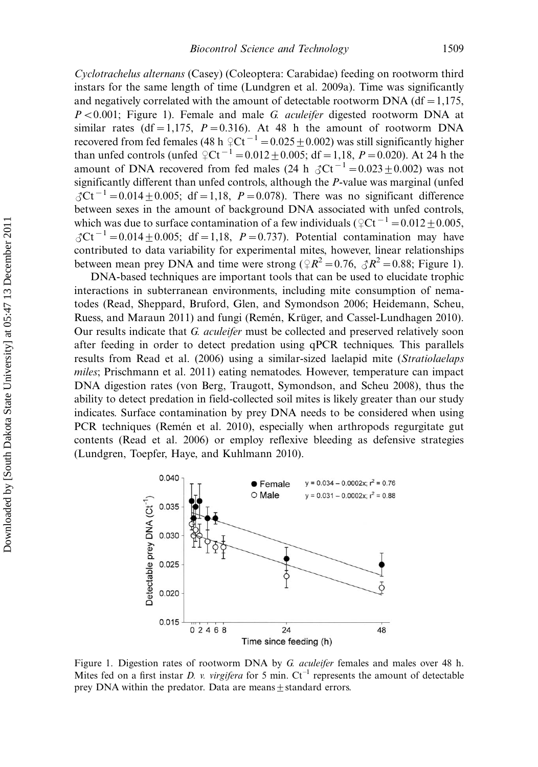*Cyclotrachelus alternans* (Casey) (Coleoptera: Carabidae) feeding on rootworm third instars for the same length of time (Lundgren et al. 2009a). Time was significantly and negatively correlated with the amount of detectable rootworm DNA (df = 1,175, $P < 0.001$; Figure 1). Female and male *G. aculeifer* digested rootworm DNA at similar rates (df = 1,175, $P = 0.316$). At 48 h the amount of rootworm DNA recovered from fed females (48 h ♀$Ct^{-1} = 0.025 \pm 0.002$) was still significantly higher than unfed controls (unfed ♀$Ct^{-1} = 0.012 \pm 0.005$; df = 1,18, $P = 0.020$). At 24 h the amount of DNA recovered from fed males (24 h ♂$Ct^{-1} = 0.023 \pm 0.002$) was not significantly different than unfed controls, although the *P*-value was marginal (unfed ♂$Ct^{-1} = 0.014 \pm 0.005$; df = 1,18, $P = 0.078$). There was no significant difference between sexes in the amount of background DNA associated with unfed controls, which was due to surface contamination of a few individuals (♀$Ct^{-1} = 0.012 \pm 0.005$, ♂$Ct^{-1} = 0.014 \pm 0.005$; df = 1,18, $P = 0.737$). Potential contamination may have contributed to data variability for experimental mites, however, linear relationships between mean prey DNA and time were strong (♀$R^2 = 0.76$, ♂$R^2 = 0.88$; Figure 1).

DNA-based techniques are important tools that can be used to elucidate trophic interactions in subterranean environments, including mite consumption of nematodes (Read, Sheppard, Bruford, Glen, and Symondson 2006; Heidemann, Scheu, Ruess, and Maraun 2011) and fungi (Remén, Krüger, and Cassel-Lundhagen 2010). Our results indicate that *G. aculeifer* must be collected and preserved relatively soon after feeding in order to detect predation using qPCR techniques. This parallels results from Read et al. (2006) using a similar-sized laelapid mite (*Stratiolaelaps miles*; Prischmann et al. 2011) eating nematodes. However, temperature can impact DNA digestion rates (von Berg, Traugott, Symondson, and Scheu 2008), thus the ability to detect predation in field-collected soil mites is likely greater than our study indicates. Surface contamination by prey DNA needs to be considered when using PCR techniques (Remén et al. 2010), especially when arthropods regurgitate gut contents (Read et al. 2006) or employ reflexive bleeding as defensive strategies (Lundgren, Toepfer, Haye, and Kuhlmann 2010).

Figure 1. Digestion rates of rootworm DNA by *G. aculeifer* females and males over 48 h. Mites fed on a first instar *D. v. virgifera* for 5 min. $Ct^{-1}$ represents the amount of detectable prey DNA within the predator. Data are means ± standard errors.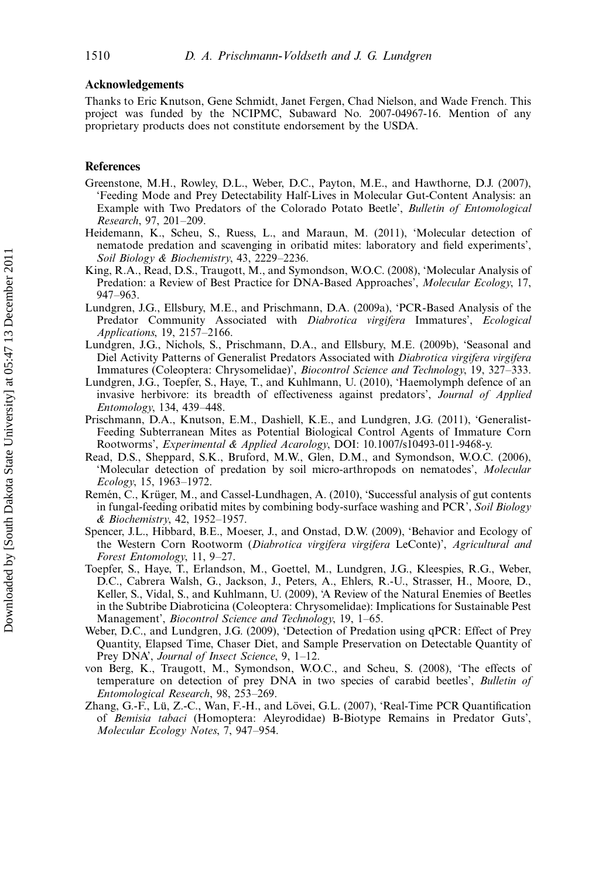## Acknowledgements

Thanks to Eric Knutson, Gene Schmidt, Janet Fergen, Chad Nielson, and Wade French. This project was funded by the NCIPMC, Subaward No. 2007-04967-16. Mention of any proprietary products does not constitute endorsement by the USDA.

## References

Greenstone, M.H., Rowley, D.L., Weber, D.C., Payton, M.E., and Hawthorne, D.J. (2007), 'Feeding Mode and Prey Detectability Half-Lives in Molecular Gut-Content Analysis: an Example with Two Predators of the Colorado Potato Beetle', *Bulletin of Entomological Research*, 97, 201–209.

Heidemann, K., Scheu, S., Ruess, L., and Maraun, M. (2011), 'Molecular detection of nematode predation and scavenging in oribatid mites: laboratory and field experiments', *Soil Biology & Biochemistry*, 43, 2229–2236.

King, R.A., Read, D.S., Traugott, M., and Symondson, W.O.C. (2008), 'Molecular Analysis of Predation: a Review of Best Practice for DNA-Based Approaches', *Molecular Ecology*, 17, 947–963.

Lundgren, J.G., Ellsbury, M.E., and Prischmann, D.A. (2009a), 'PCR-Based Analysis of the Predator Community Associated with *Diabrotica virgifera* Immatures', *Ecological Applications*, 19, 2157–2166.

Lundgren, J.G., Nichols, S., Prischmann, D.A., and Ellsbury, M.E. (2009b), 'Seasonal and Diel Activity Patterns of Generalist Predators Associated with *Diabrotica virgifera virgifera* Immatures (Coleoptera: Chrysomelidae)', *Biocontrol Science and Technology*, 19, 327–333.

Lundgren, J.G., Toepfer, S., Haye, T., and Kuhlmann, U. (2010), 'Haemolymph defence of an invasive herbivore: its breadth of effectiveness against predators', *Journal of Applied Entomology*, 134, 439–448.

Prischmann, D.A., Knutson, E.M., Dashiell, K.E., and Lundgren, J.G. (2011), 'Generalist-Feeding Subterranean Mites as Potential Biological Control Agents of Immature Corn Rootworms', *Experimental & Applied Acarology*, DOI: 10.1007/s10493-011-9468-y.

Read, D.S., Sheppard, S.K., Bruford, M.W., Glen, D.M., and Symondson, W.O.C. (2006), 'Molecular detection of predation by soil micro-arthropods on nematodes', *Molecular Ecology*, 15, 1963–1972.

Remén, C., Krüger, M., and Cassel-Lundhagen, A. (2010), 'Successful analysis of gut contents in fungal-feeding oribatid mites by combining body-surface washing and PCR', *Soil Biology & Biochemistry*, 42, 1952–1957.

Spencer, J.L., Hibbard, B.E., Moeser, J., and Onstad, D.W. (2009), 'Behavior and Ecology of the Western Corn Rootworm (*Diabrotica virgifera virgifera* LeConte)', *Agricultural and Forest Entomology*, 11, 9–27.

Toepfer, S., Haye, T., Erlandson, M., Goettel, M., Lundgren, J.G., Kleespies, R.G., Weber, D.C., Cabrera Walsh, G., Jackson, J., Peters, A., Ehlers, R.-U., Strasser, H., Moore, D., Keller, S., Vidal, S., and Kuhlmann, U. (2009), 'A Review of the Natural Enemies of Beetles in the Subtribe Diabroticina (Coleoptera: Chrysomelidae): Implications for Sustainable Pest Management', *Biocontrol Science and Technology*, 19, 1–65.

Weber, D.C., and Lundgren, J.G. (2009), 'Detection of Predation using qPCR: Effect of Prey Quantity, Elapsed Time, Chaser Diet, and Sample Preservation on Detectable Quantity of Prey DNA', *Journal of Insect Science*, 9, 1–12.

von Berg, K., Traugott, M., Symondson, W.O.C., and Scheu, S. (2008), 'The effects of temperature on detection of prey DNA in two species of carabid beetles', *Bulletin of Entomological Research*, 98, 253–269.

Zhang, G.-F., Lü, Z.-C., Wan, F.-H., and Lövei, G.L. (2007), 'Real-Time PCR Quantification of *Bemisia tabaci* (Homoptera: Aleyrodidae) B-Biotype Remains in Predator Guts', *Molecular Ecology Notes*, 7, 947–954.